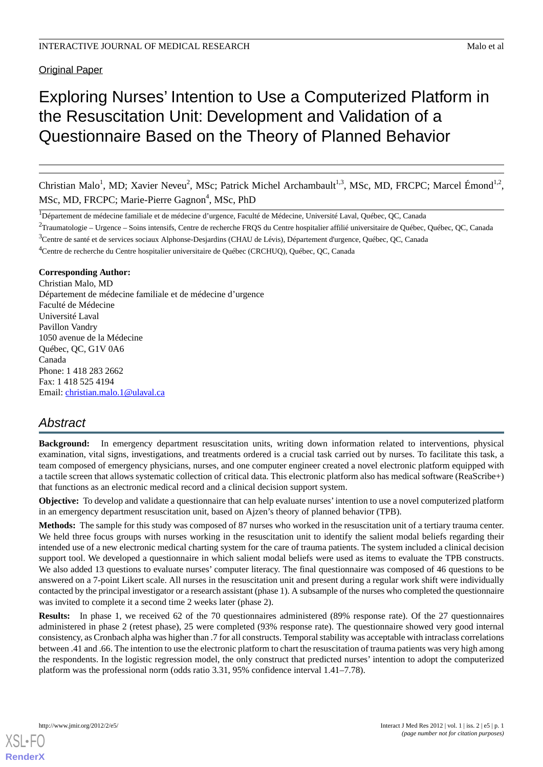Original Paper

# Exploring Nurses' Intention to Use a Computerized Platform in the Resuscitation Unit: Development and Validation of a Questionnaire Based on the Theory of Planned Behavior

Christian Malo[1], MD; Xavier Neveu[2], MSc; Patrick Michel Archambault[1,3], MSc, MD, FRCPC; Marcel Émond[1,2], MSc, MD, FRCPC; Marie-Pierre Gagnon[4], MSc, PhD

[1]Département de médecine familiale et de médecine d'urgence, Faculté de Médecine, Université Laval, Québec, QC, Canada

[2]Traumatologie – Urgence – Soins intensifs, Centre de recherche FRQS du Centre hospitalier affilié universitaire de Québec, Québec, QC, Canada

[3]Centre de santé et de services sociaux Alphonse-Desjardins (CHAU de Lévis), Département d'urgence, Québec, QC, Canada

[4]Centre de recherche du Centre hospitalier universitaire de Québec (CRCHUQ), Québec, QC, Canada

**Corresponding Author:**
Christian Malo, MD
Département de médecine familiale et de médecine d'urgence
Faculté de Médecine
Université Laval
Pavillon Vandry
1050 avenue de la Médecine
Québec, QC, G1V 0A6
Canada
Phone: 1 418 283 2662
Fax: 1 418 525 4194
Email: christian.malo.1@ulaval.ca

## Abstract

**Background:** In emergency department resuscitation units, writing down information related to interventions, physical examination, vital signs, investigations, and treatments ordered is a crucial task carried out by nurses. To facilitate this task, a team composed of emergency physicians, nurses, and one computer engineer created a novel electronic platform equipped with a tactile screen that allows systematic collection of critical data. This electronic platform also has medical software (ReaScribe+) that functions as an electronic medical record and a clinical decision support system.

**Objective:** To develop and validate a questionnaire that can help evaluate nurses' intention to use a novel computerized platform in an emergency department resuscitation unit, based on Ajzen's theory of planned behavior (TPB).

**Methods:** The sample for this study was composed of 87 nurses who worked in the resuscitation unit of a tertiary trauma center. We held three focus groups with nurses working in the resuscitation unit to identify the salient modal beliefs regarding their intended use of a new electronic medical charting system for the care of trauma patients. The system included a clinical decision support tool. We developed a questionnaire in which salient modal beliefs were used as items to evaluate the TPB constructs. We also added 13 questions to evaluate nurses' computer literacy. The final questionnaire was composed of 46 questions to be answered on a 7-point Likert scale. All nurses in the resuscitation unit and present during a regular work shift were individually contacted by the principal investigator or a research assistant (phase 1). A subsample of the nurses who completed the questionnaire was invited to complete it a second time 2 weeks later (phase 2).

**Results:** In phase 1, we received 62 of the 70 questionnaires administered (89% response rate). Of the 27 questionnaires administered in phase 2 (retest phase), 25 were completed (93% response rate). The questionnaire showed very good internal consistency, as Cronbach alpha was higher than .7 for all constructs. Temporal stability was acceptable with intraclass correlations between .41 and .66. The intention to use the electronic platform to chart the resuscitation of trauma patients was very high among the respondents. In the logistic regression model, the only construct that predicted nurses' intention to adopt the computerized platform was the professional norm (odds ratio 3.31, 95% confidence interval 1.41–7.78).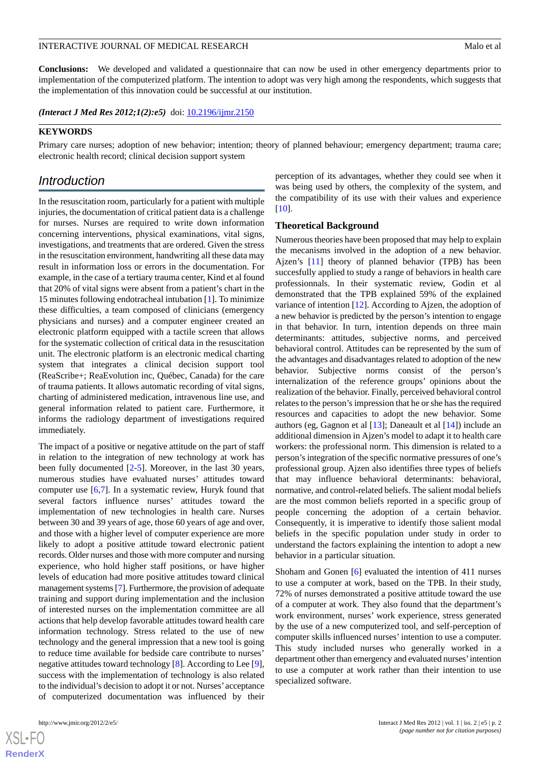**Conclusions:** We developed and validated a questionnaire that can now be used in other emergency departments prior to implementation of the computerized platform. The intention to adopt was very high among the respondents, which suggests that the implementation of this innovation could be successful at our institution.

*(Interact J Med Res 2012;1(2):e5)* doi: 10.2196/ijmr.2150

**KEYWORDS**

Primary care nurses; adoption of new behavior; intention; theory of planned behaviour; emergency department; trauma care; electronic health record; clinical decision support system

## Introduction

In the resuscitation room, particularly for a patient with multiple injuries, the documentation of critical patient data is a challenge for nurses. Nurses are required to write down information concerning interventions, physical examinations, vital signs, investigations, and treatments that are ordered. Given the stress in the resuscitation environment, handwriting all these data may result in information loss or errors in the documentation. For example, in the case of a tertiary trauma center, Kind et al found that 20% of vital signs were absent from a patient's chart in the 15 minutes following endotracheal intubation [1]. To minimize these difficulties, a team composed of clinicians (emergency physicians and nurses) and a computer engineer created an electronic platform equipped with a tactile screen that allows for the systematic collection of critical data in the resuscitation unit. The electronic platform is an electronic medical charting system that integrates a clinical decision support tool (ReaScribe+; ReaEvolution inc, Québec, Canada) for the care of trauma patients. It allows automatic recording of vital signs, charting of administered medication, intravenous line use, and general information related to patient care. Furthermore, it informs the radiology department of investigations required immediately.

The impact of a positive or negative attitude on the part of staff in relation to the integration of new technology at work has been fully documented [2-5]. Moreover, in the last 30 years, numerous studies have evaluated nurses' attitudes toward computer use [6,7]. In a systematic review, Huryk found that several factors influence nurses' attitudes toward the implementation of new technologies in health care. Nurses between 30 and 39 years of age, those 60 years of age and over, and those with a higher level of computer experience are more likely to adopt a positive attitude toward electronic patient records. Older nurses and those with more computer and nursing experience, who hold higher staff positions, or have higher levels of education had more positive attitudes toward clinical management systems [7]. Furthermore, the provision of adequate training and support during implementation and the inclusion of interested nurses on the implementation committee are all actions that help develop favorable attitudes toward health care information technology. Stress related to the use of new technology and the general impression that a new tool is going to reduce time available for bedside care contribute to nurses' negative attitudes toward technology [8]. According to Lee [9], success with the implementation of technology is also related to the individual's decision to adopt it or not. Nurses' acceptance of computerized documentation was influenced by their perception of its advantages, whether they could see when it was being used by others, the complexity of the system, and the compatibility of its use with their values and experience [10].

### Theoretical Background

Numerous theories have been proposed that may help to explain the mecanisms involved in the adoption of a new behavior. Ajzen's [11] theory of planned behavior (TPB) has been succesfully applied to study a range of behaviors in health care professionnals. In their systematic review, Godin et al demonstrated that the TPB explained 59% of the explained variance of intention [12]. According to Ajzen, the adoption of a new behavior is predicted by the person's intention to engage in that behavior. In turn, intention depends on three main determinants: attitudes, subjective norms, and perceived behavioral control. Attitudes can be represented by the sum of the advantages and disadvantages related to adoption of the new behavior. Subjective norms consist of the person's internalization of the reference groups' opinions about the realization of the behavior. Finally, perceived behavioral control relates to the person's impression that he or she has the required resources and capacities to adopt the new behavior. Some authors (eg, Gagnon et al [13]; Daneault et al [14]) include an additional dimension in Ajzen's model to adapt it to health care workers: the professional norm. This dimension is related to a person's integration of the specific normative pressures of one's professional group. Ajzen also identifies three types of beliefs that may influence behavioral determinants: behavioral, normative, and control-related beliefs. The salient modal beliefs are the most common beliefs reported in a specific group of people concerning the adoption of a certain behavior. Consequently, it is imperative to identify those salient modal beliefs in the specific population under study in order to understand the factors explaining the intention to adopt a new behavior in a particular situation.

Shoham and Gonen [6] evaluated the intention of 411 nurses to use a computer at work, based on the TPB. In their study, 72% of nurses demonstrated a positive attitude toward the use of a computer at work. They also found that the department's work environment, nurses' work experience, stress generated by the use of a new computerized tool, and self-perception of computer skills influenced nurses' intention to use a computer. This study included nurses who generally worked in a department other than emergency and evaluated nurses' intention to use a computer at work rather than their intention to use specialized software.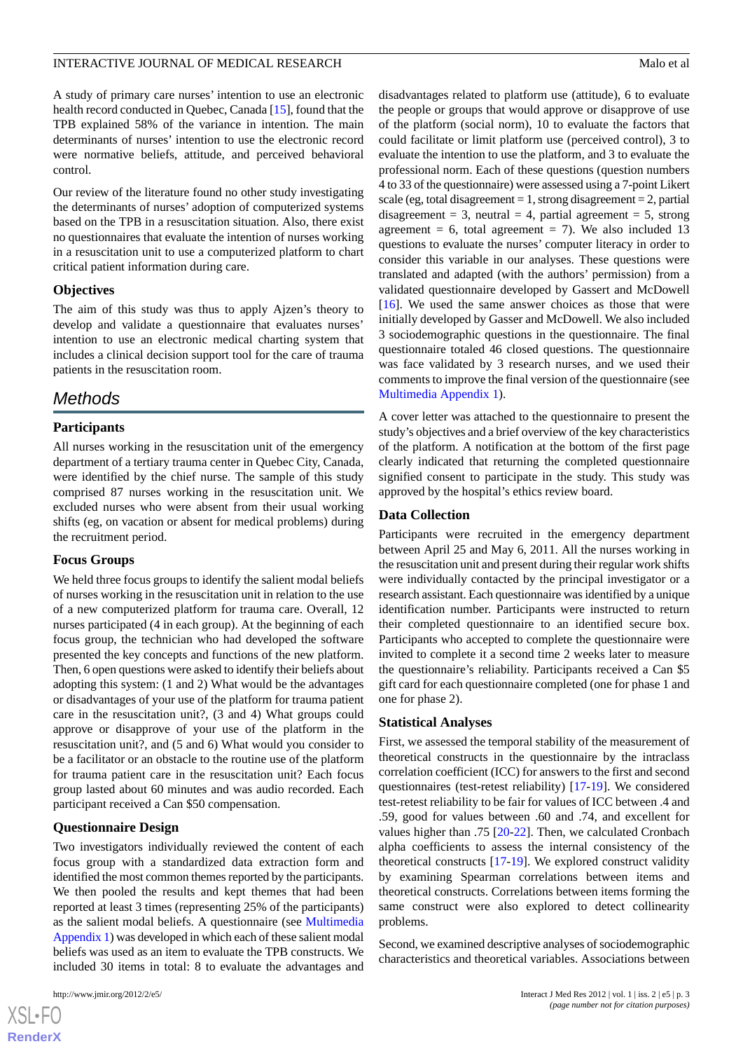A study of primary care nurses' intention to use an electronic health record conducted in Quebec, Canada [15], found that the TPB explained 58% of the variance in intention. The main determinants of nurses' intention to use the electronic record were normative beliefs, attitude, and perceived behavioral control.

Our review of the literature found no other study investigating the determinants of nurses' adoption of computerized systems based on the TPB in a resuscitation situation. Also, there exist no questionnaires that evaluate the intention of nurses working in a resuscitation unit to use a computerized platform to chart critical patient information during care.

### Objectives

The aim of this study was thus to apply Ajzen's theory to develop and validate a questionnaire that evaluates nurses' intention to use an electronic medical charting system that includes a clinical decision support tool for the care of trauma patients in the resuscitation room.

## Methods

### Participants

All nurses working in the resuscitation unit of the emergency department of a tertiary trauma center in Quebec City, Canada, were identified by the chief nurse. The sample of this study comprised 87 nurses working in the resuscitation unit. We excluded nurses who were absent from their usual working shifts (eg, on vacation or absent for medical problems) during the recruitment period.

### Focus Groups

We held three focus groups to identify the salient modal beliefs of nurses working in the resuscitation unit in relation to the use of a new computerized platform for trauma care. Overall, 12 nurses participated (4 in each group). At the beginning of each focus group, the technician who had developed the software presented the key concepts and functions of the new platform. Then, 6 open questions were asked to identify their beliefs about adopting this system: (1 and 2) What would be the advantages or disadvantages of your use of the platform for trauma patient care in the resuscitation unit?, (3 and 4) What groups could approve or disapprove of your use of the platform in the resuscitation unit?, and (5 and 6) What would you consider to be a facilitator or an obstacle to the routine use of the platform for trauma patient care in the resuscitation unit? Each focus group lasted about 60 minutes and was audio recorded. Each participant received a Can $50 compensation.

### Questionnaire Design

Two investigators individually reviewed the content of each focus group with a standardized data extraction form and identified the most common themes reported by the participants. We then pooled the results and kept themes that had been reported at least 3 times (representing 25% of the participants) as the salient modal beliefs. A questionnaire (see Multimedia Appendix 1) was developed in which each of these salient modal beliefs was used as an item to evaluate the TPB constructs. We included 30 items in total: 8 to evaluate the advantages and disadvantages related to platform use (attitude), 6 to evaluate the people or groups that would approve or disapprove of use of the platform (social norm), 10 to evaluate the factors that could facilitate or limit platform use (perceived control), 3 to evaluate the intention to use the platform, and 3 to evaluate the professional norm. Each of these questions (question numbers 4 to 33 of the questionnaire) were assessed using a 7-point Likert scale (eg, total disagreement = 1, strong disagreement = 2, partial disagreement = 3, neutral = 4, partial agreement = 5, strong agreement = 6, total agreement = 7). We also included 13 questions to evaluate the nurses' computer literacy in order to consider this variable in our analyses. These questions were translated and adapted (with the authors' permission) from a validated questionnaire developed by Gassert and McDowell [16]. We used the same answer choices as those that were initially developed by Gasser and McDowell. We also included 3 sociodemographic questions in the questionnaire. The final questionnaire totaled 46 closed questions. The questionnaire was face validated by 3 research nurses, and we used their comments to improve the final version of the questionnaire (see Multimedia Appendix 1).

A cover letter was attached to the questionnaire to present the study's objectives and a brief overview of the key characteristics of the platform. A notification at the bottom of the first page clearly indicated that returning the completed questionnaire signified consent to participate in the study. This study was approved by the hospital's ethics review board.

### Data Collection

Participants were recruited in the emergency department between April 25 and May 6, 2011. All the nurses working in the resuscitation unit and present during their regular work shifts were individually contacted by the principal investigator or a research assistant. Each questionnaire was identified by a unique identification number. Participants were instructed to return their completed questionnaire to an identified secure box. Participants who accepted to complete the questionnaire were invited to complete it a second time 2 weeks later to measure the questionnaire's reliability. Participants received a Can $5 gift card for each questionnaire completed (one for phase 1 and one for phase 2).

### Statistical Analyses

First, we assessed the temporal stability of the measurement of theoretical constructs in the questionnaire by the intraclass correlation coefficient (ICC) for answers to the first and second questionnaires (test-retest reliability) [17-19]. We considered test-retest reliability to be fair for values of ICC between .4 and .59, good for values between .60 and .74, and excellent for values higher than .75 [20-22]. Then, we calculated Cronbach alpha coefficients to assess the internal consistency of the theoretical constructs [17-19]. We explored construct validity by examining Spearman correlations between items and theoretical constructs. Correlations between items forming the same construct were also explored to detect collinearity problems.

Second, we examined descriptive analyses of sociodemographic characteristics and theoretical variables. Associations between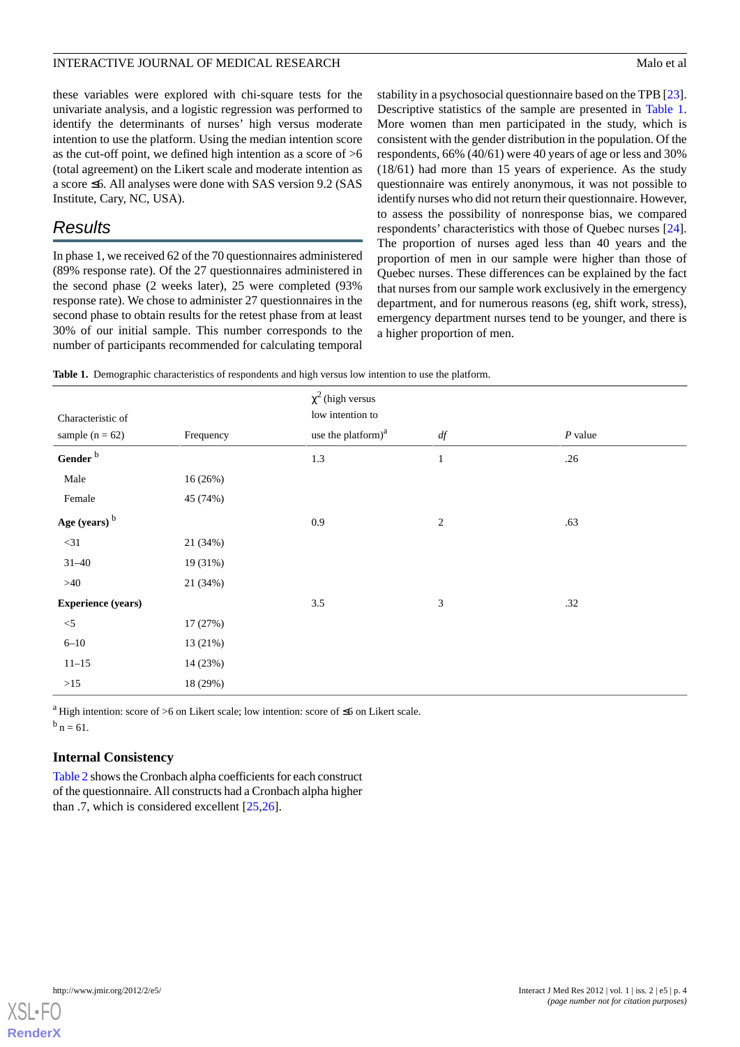these variables were explored with chi-square tests for the univariate analysis, and a logistic regression was performed to identify the determinants of nurses' high versus moderate intention to use the platform. Using the median intention score as the cut-off point, we defined high intention as a score of >6 (total agreement) on the Likert scale and moderate intention as a score ≤6. All analyses were done with SAS version 9.2 (SAS Institute, Cary, NC, USA).

## Results

In phase 1, we received 62 of the 70 questionnaires administered (89% response rate). Of the 27 questionnaires administered in the second phase (2 weeks later), 25 were completed (93% response rate). We chose to administer 27 questionnaires in the second phase to obtain results for the retest phase from at least 30% of our initial sample. This number corresponds to the number of participants recommended for calculating temporal stability in a psychosocial questionnaire based on the TPB [23]. Descriptive statistics of the sample are presented in Table 1. More women than men participated in the study, which is consistent with the gender distribution in the population. Of the respondents, 66% (40/61) were 40 years of age or less and 30% (18/61) had more than 15 years of experience. As the study questionnaire was entirely anonymous, it was not possible to identify nurses who did not return their questionnaire. However, to assess the possibility of nonresponse bias, we compared respondents' characteristics with those of Quebec nurses [24]. The proportion of nurses aged less than 40 years and the proportion of men in our sample were higher than those of Quebec nurses. These differences can be explained by the fact that nurses from our sample work exclusively in the emergency department, and for numerous reasons (eg, shift work, stress), emergency department nurses tend to be younger, and there is a higher proportion of men.

**Table 1.** Demographic characteristics of respondents and high versus low intention to use the platform.

| Characteristic of sample (n = 62) | Frequency | $\chi^2$ (high versus low intention to use the platform)[a] | *df* | *P* value |
|---|---|---|---|---|
| **Gender** [b] | | 1.3 | 1 | .26 |
| Male | 16 (26%) | | | |
| Female | 45 (74%) | | | |
| **Age (years)** [b] | | 0.9 | 2 | .63 |
| <31 | 21 (34%) | | | |
| 31–40 | 19 (31%) | | | |
| >40 | 21 (34%) | | | |
| **Experience (years)** | | 3.5 | 3 | .32 |
| <5 | 17 (27%) | | | |
| 6–10 | 13 (21%) | | | |
| 11–15 | 14 (23%) | | | |
| >15 | 18 (29%) | | | |

[a] High intention: score of >6 on Likert scale; low intention: score of ≤6 on Likert scale.

[b] n = 61.

### Internal Consistency

Table 2 shows the Cronbach alpha coefficients for each construct of the questionnaire. All constructs had a Cronbach alpha higher than .7, which is considered excellent [25,26].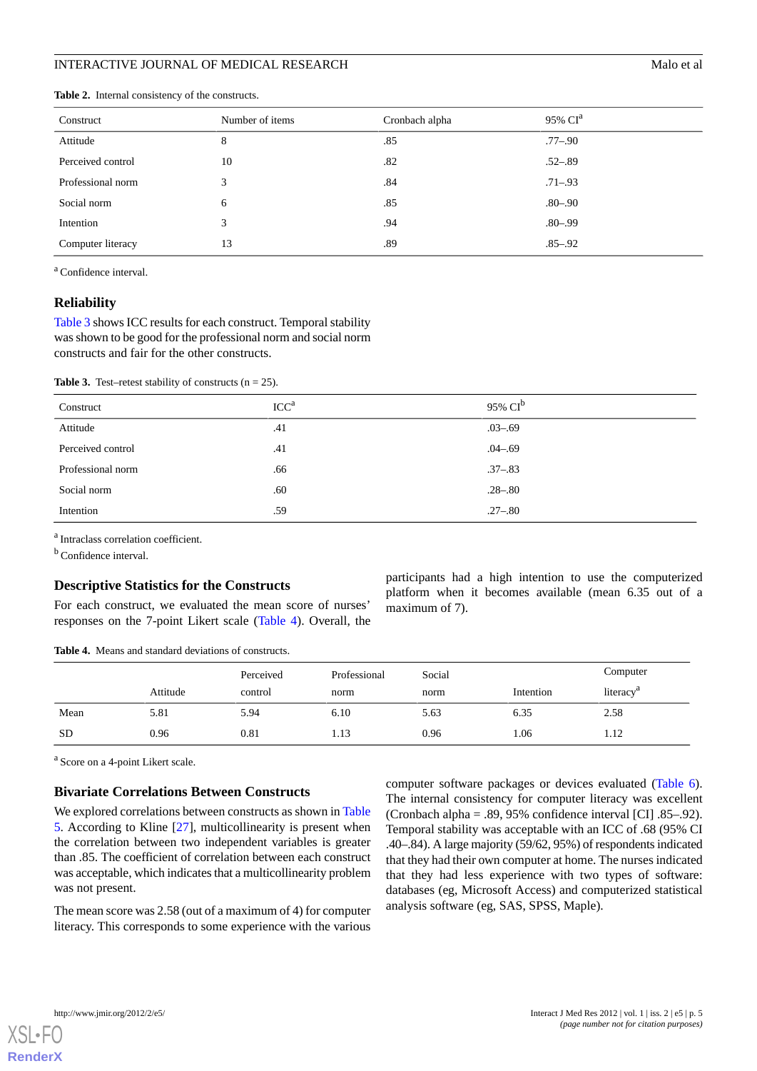**Table 2.** Internal consistency of the constructs.

| Construct | Number of items | Cronbach alpha | 95% CI[a] |
|---|---|---|---|
| Attitude | 8 | .85 | .77–.90 |
| Perceived control | 10 | .82 | .52–.89 |
| Professional norm | 3 | .84 | .71–.93 |
| Social norm | 6 | .85 | .80–.90 |
| Intention | 3 | .94 | .80–.99 |
| Computer literacy | 13 | .89 | .85–.92 |

[a] Confidence interval.

## Reliability

Table 3 shows ICC results for each construct. Temporal stability was shown to be good for the professional norm and social norm constructs and fair for the other constructs.

**Table 3.** Test–retest stability of constructs (n = 25).

| Construct | ICC[a] | 95% CI[b] |
|---|---|---|
| Attitude | .41 | .03–.69 |
| Perceived control | .41 | .04–.69 |
| Professional norm | .66 | .37–.83 |
| Social norm | .60 | .28–.80 |
| Intention | .59 | .27–.80 |

[a] Intraclass correlation coefficient.

[b] Confidence interval.

## Descriptive Statistics for the Constructs

For each construct, we evaluated the mean score of nurses' responses on the 7-point Likert scale (Table 4). Overall, the participants had a high intention to use the computerized platform when it becomes available (mean 6.35 out of a maximum of 7).

**Table 4.** Means and standard deviations of constructs.

| | Attitude | Perceived control | Professional norm | Social norm | Intention | Computer literacy[a] |
|---|---|---|---|---|---|---|
| Mean | 5.81 | 5.94 | 6.10 | 5.63 | 6.35 | 2.58 |
| SD | 0.96 | 0.81 | 1.13 | 0.96 | 1.06 | 1.12 |

[a] Score on a 4-point Likert scale.

## Bivariate Correlations Between Constructs

We explored correlations between constructs as shown in Table 5. According to Kline [27], multicollinearity is present when the correlation between two independent variables is greater than .85. The coefficient of correlation between each construct was acceptable, which indicates that a multicollinearity problem was not present.

The mean score was 2.58 (out of a maximum of 4) for computer literacy. This corresponds to some experience with the various computer software packages or devices evaluated (Table 6). The internal consistency for computer literacy was excellent (Cronbach alpha = .89, 95% confidence interval [CI] .85–.92). Temporal stability was acceptable with an ICC of .68 (95% CI .40–.84). A large majority (59/62, 95%) of respondents indicated that they had their own computer at home. The nurses indicated that they had less experience with two types of software: databases (eg, Microsoft Access) and computerized statistical analysis software (eg, SAS, SPSS, Maple).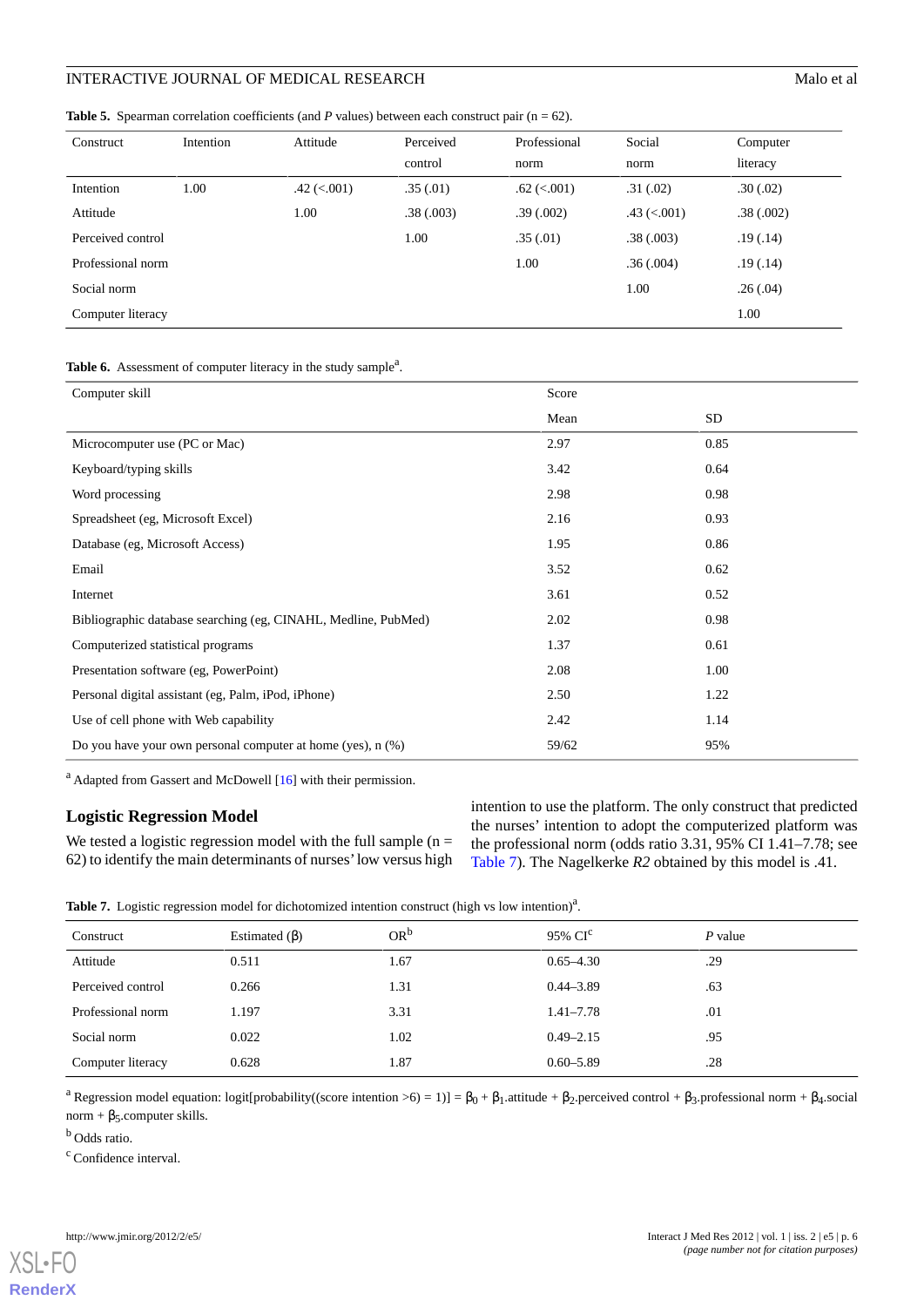**Table 5.** Spearman correlation coefficients (and *P* values) between each construct pair (n = 62).

| Construct | Intention | Attitude | Perceived control | Professional norm | Social norm | Computer literacy |
|---|---|---|---|---|---|---|
| Intention | 1.00 | .42 (<.001) | .35 (.01) | .62 (<.001) | .31 (.02) | .30 (.02) |
| Attitude | | 1.00 | .38 (.003) | .39 (.002) | .43 (<.001) | .38 (.002) |
| Perceived control | | | 1.00 | .35 (.01) | .38 (.003) | .19 (.14) |
| Professional norm | | | | 1.00 | .36 (.004) | .19 (.14) |
| Social norm | | | | | 1.00 | .26 (.04) |
| Computer literacy | | | | | | 1.00 |

**Table 6.** Assessment of computer literacy in the study sample[a].

| Computer skill | Score | |
|---|---|---|
| | Mean | SD |
| Microcomputer use (PC or Mac) | 2.97 | 0.85 |
| Keyboard/typing skills | 3.42 | 0.64 |
| Word processing | 2.98 | 0.98 |
| Spreadsheet (eg, Microsoft Excel) | 2.16 | 0.93 |
| Database (eg, Microsoft Access) | 1.95 | 0.86 |
| Email | 3.52 | 0.62 |
| Internet | 3.61 | 0.52 |
| Bibliographic database searching (eg, CINAHL, Medline, PubMed) | 2.02 | 0.98 |
| Computerized statistical programs | 1.37 | 0.61 |
| Presentation software (eg, PowerPoint) | 2.08 | 1.00 |
| Personal digital assistant (eg, Palm, iPod, iPhone) | 2.50 | 1.22 |
| Use of cell phone with Web capability | 2.42 | 1.14 |
| Do you have your own personal computer at home (yes), n (%) | 59/62 | 95% |

[a] Adapted from Gassert and McDowell [16] with their permission.

## Logistic Regression Model

We tested a logistic regression model with the full sample (n = 62) to identify the main determinants of nurses' low versus high intention to use the platform. The only construct that predicted the nurses' intention to adopt the computerized platform was the professional norm (odds ratio 3.31, 95% CI 1.41–7.78; see Table 7). The Nagelkerke *R2* obtained by this model is .41.

**Table 7.** Logistic regression model for dichotomized intention construct (high vs low intention)[a].

| Construct | Estimated (β) | OR[b] | 95% CI[c] | *P* value |
|---|---|---|---|---|
| Attitude | 0.511 | 1.67 | 0.65–4.30 | .29 |
| Perceived control | 0.266 | 1.31 | 0.44–3.89 | .63 |
| Professional norm | 1.197 | 3.31 | 1.41–7.78 | .01 |
| Social norm | 0.022 | 1.02 | 0.49–2.15 | .95 |
| Computer literacy | 0.628 | 1.87 | 0.60–5.89 | .28 |

[a] Regression model equation: logit[probability((score intention >6) = 1)] = $\beta_0 + \beta_1$.attitude + $\beta_2$.perceived control + $\beta_3$.professional norm + $\beta_4$.social norm + $\beta_5$.computer skills.

[b] Odds ratio.

[c] Confidence interval.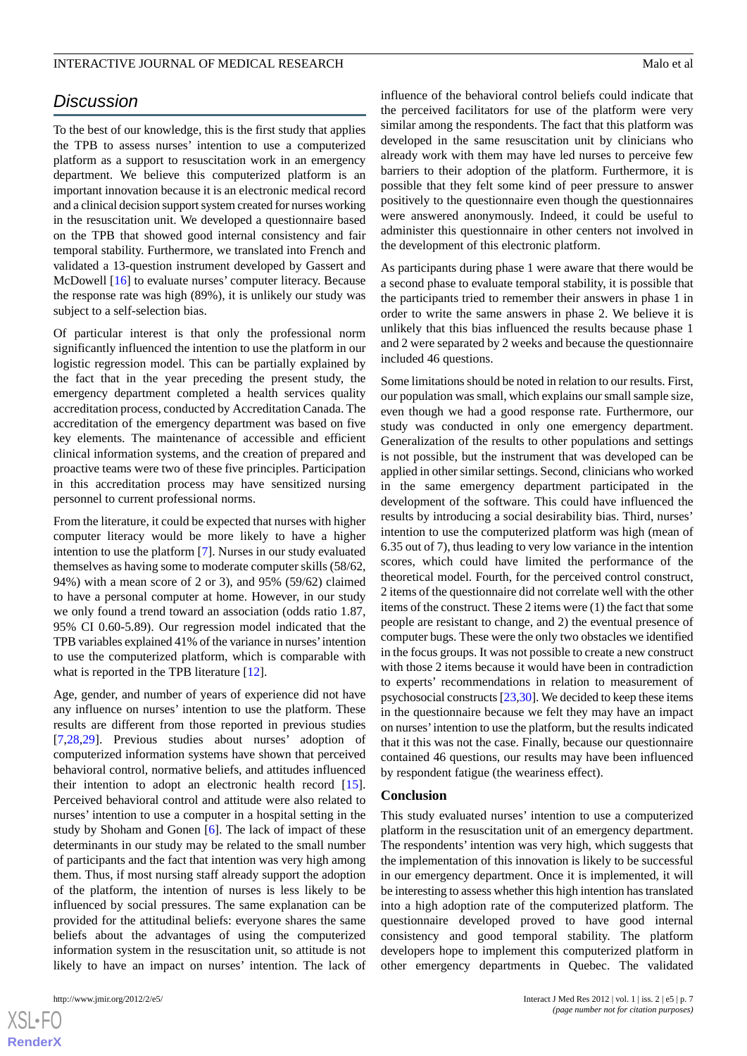## Discussion

To the best of our knowledge, this is the first study that applies the TPB to assess nurses' intention to use a computerized platform as a support to resuscitation work in an emergency department. We believe this computerized platform is an important innovation because it is an electronic medical record and a clinical decision support system created for nurses working in the resuscitation unit. We developed a questionnaire based on the TPB that showed good internal consistency and fair temporal stability. Furthermore, we translated into French and validated a 13-question instrument developed by Gassert and McDowell [16] to evaluate nurses' computer literacy. Because the response rate was high (89%), it is unlikely our study was subject to a self-selection bias.

Of particular interest is that only the professional norm significantly influenced the intention to use the platform in our logistic regression model. This can be partially explained by the fact that in the year preceding the present study, the emergency department completed a health services quality accreditation process, conducted by Accreditation Canada. The accreditation of the emergency department was based on five key elements. The maintenance of accessible and efficient clinical information systems, and the creation of prepared and proactive teams were two of these five principles. Participation in this accreditation process may have sensitized nursing personnel to current professional norms.

From the literature, it could be expected that nurses with higher computer literacy would be more likely to have a higher intention to use the platform [7]. Nurses in our study evaluated themselves as having some to moderate computer skills (58/62, 94%) with a mean score of 2 or 3), and 95% (59/62) claimed to have a personal computer at home. However, in our study we only found a trend toward an association (odds ratio 1.87, 95% CI 0.60-5.89). Our regression model indicated that the TPB variables explained 41% of the variance in nurses' intention to use the computerized platform, which is comparable with what is reported in the TPB literature [12].

Age, gender, and number of years of experience did not have any influence on nurses' intention to use the platform. These results are different from those reported in previous studies [7,28,29]. Previous studies about nurses' adoption of computerized information systems have shown that perceived behavioral control, normative beliefs, and attitudes influenced their intention to adopt an electronic health record [15]. Perceived behavioral control and attitude were also related to nurses' intention to use a computer in a hospital setting in the study by Shoham and Gonen [6]. The lack of impact of these determinants in our study may be related to the small number of participants and the fact that intention was very high among them. Thus, if most nursing staff already support the adoption of the platform, the intention of nurses is less likely to be influenced by social pressures. The same explanation can be provided for the attitudinal beliefs: everyone shares the same beliefs about the advantages of using the computerized information system in the resuscitation unit, so attitude is not likely to have an impact on nurses' intention. The lack of influence of the behavioral control beliefs could indicate that the perceived facilitators for use of the platform were very similar among the respondents. The fact that this platform was developed in the same resuscitation unit by clinicians who already work with them may have led nurses to perceive few barriers to their adoption of the platform. Furthermore, it is possible that they felt some kind of peer pressure to answer positively to the questionnaire even though the questionnaires were answered anonymously. Indeed, it could be useful to administer this questionnaire in other centers not involved in the development of this electronic platform.

As participants during phase 1 were aware that there would be a second phase to evaluate temporal stability, it is possible that the participants tried to remember their answers in phase 1 in order to write the same answers in phase 2. We believe it is unlikely that this bias influenced the results because phase 1 and 2 were separated by 2 weeks and because the questionnaire included 46 questions.

Some limitations should be noted in relation to our results. First, our population was small, which explains our small sample size, even though we had a good response rate. Furthermore, our study was conducted in only one emergency department. Generalization of the results to other populations and settings is not possible, but the instrument that was developed can be applied in other similar settings. Second, clinicians who worked in the same emergency department participated in the development of the software. This could have influenced the results by introducing a social desirability bias. Third, nurses' intention to use the computerized platform was high (mean of 6.35 out of 7), thus leading to very low variance in the intention scores, which could have limited the performance of the theoretical model. Fourth, for the perceived control construct, 2 items of the questionnaire did not correlate well with the other items of the construct. These 2 items were (1) the fact that some people are resistant to change, and 2) the eventual presence of computer bugs. These were the only two obstacles we identified in the focus groups. It was not possible to create a new construct with those 2 items because it would have been in contradiction to experts' recommendations in relation to measurement of psychosocial constructs [23,30]. We decided to keep these items in the questionnaire because we felt they may have an impact on nurses' intention to use the platform, but the results indicated that it this was not the case. Finally, because our questionnaire contained 46 questions, our results may have been influenced by respondent fatigue (the weariness effect).

### Conclusion

This study evaluated nurses' intention to use a computerized platform in the resuscitation unit of an emergency department. The respondents' intention was very high, which suggests that the implementation of this innovation is likely to be successful in our emergency department. Once it is implemented, it will be interesting to assess whether this high intention has translated into a high adoption rate of the computerized platform. The questionnaire developed proved to have good internal consistency and good temporal stability. The platform developers hope to implement this computerized platform in other emergency departments in Quebec. The validated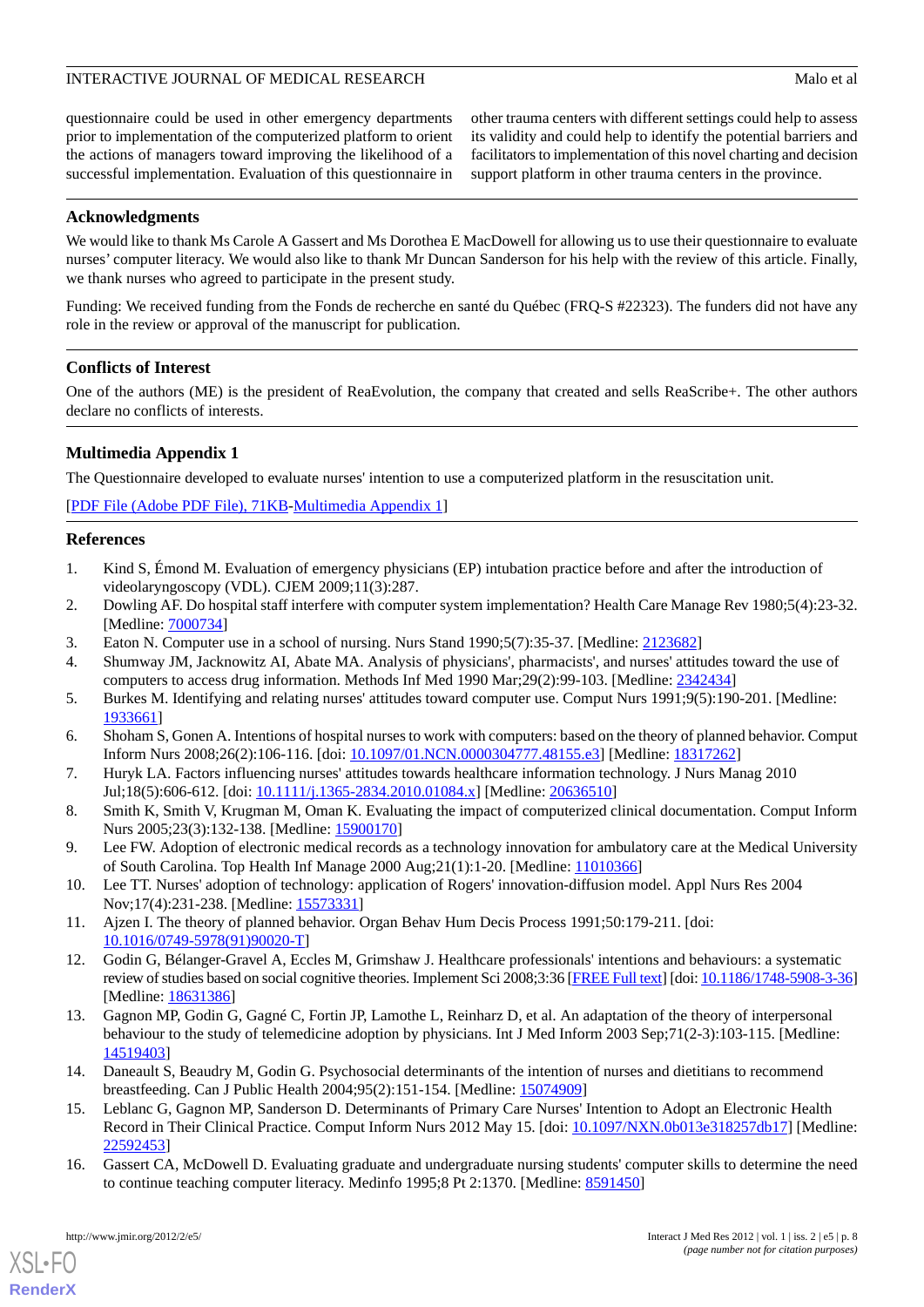questionnaire could be used in other emergency departments prior to implementation of the computerized platform to orient the actions of managers toward improving the likelihood of a successful implementation. Evaluation of this questionnaire in other trauma centers with different settings could help to assess its validity and could help to identify the potential barriers and facilitators to implementation of this novel charting and decision support platform in other trauma centers in the province.

## Acknowledgments

We would like to thank Ms Carole A Gassert and Ms Dorothea E MacDowell for allowing us to use their questionnaire to evaluate nurses' computer literacy. We would also like to thank Mr Duncan Sanderson for his help with the review of this article. Finally, we thank nurses who agreed to participate in the present study.

Funding: We received funding from the Fonds de recherche en santé du Québec (FRQ-S #22323). The funders did not have any role in the review or approval of the manuscript for publication.

## Conflicts of Interest

One of the authors (ME) is the president of ReaEvolution, the company that created and sells ReaScribe+. The other authors declare no conflicts of interests.

## Multimedia Appendix 1

The Questionnaire developed to evaluate nurses' intention to use a computerized platform in the resuscitation unit.

[PDF File (Adobe PDF File), 71KB-Multimedia Appendix 1]

## References

1. Kind S, Émond M. Evaluation of emergency physicians (EP) intubation practice before and after the introduction of videolaryngoscopy (VDL). CJEM 2009;11(3):287.
2. Dowling AF. Do hospital staff interfere with computer system implementation? Health Care Manage Rev 1980;5(4):23-32. [Medline: 7000734]
3. Eaton N. Computer use in a school of nursing. Nurs Stand 1990;5(7):35-37. [Medline: 2123682]
4. Shumway JM, Jacknowitz AI, Abate MA. Analysis of physicians', pharmacists', and nurses' attitudes toward the use of computers to access drug information. Methods Inf Med 1990 Mar;29(2):99-103. [Medline: 2342434]
5. Burkes M. Identifying and relating nurses' attitudes toward computer use. Comput Nurs 1991;9(5):190-201. [Medline: 1933661]
6. Shoham S, Gonen A. Intentions of hospital nurses to work with computers: based on the theory of planned behavior. Comput Inform Nurs 2008;26(2):106-116. [doi: 10.1097/01.NCN.0000304777.48155.e3] [Medline: 18317262]
7. Huryk LA. Factors influencing nurses' attitudes towards healthcare information technology. J Nurs Manag 2010 Jul;18(5):606-612. [doi: 10.1111/j.1365-2834.2010.01084.x] [Medline: 20636510]
8. Smith K, Smith V, Krugman M, Oman K. Evaluating the impact of computerized clinical documentation. Comput Inform Nurs 2005;23(3):132-138. [Medline: 15900170]
9. Lee FW. Adoption of electronic medical records as a technology innovation for ambulatory care at the Medical University of South Carolina. Top Health Inf Manage 2000 Aug;21(1):1-20. [Medline: 11010366]
10. Lee TT. Nurses' adoption of technology: application of Rogers' innovation-diffusion model. Appl Nurs Res 2004 Nov;17(4):231-238. [Medline: 15573331]
11. Ajzen I. The theory of planned behavior. Organ Behav Hum Decis Process 1991;50:179-211. [doi: 10.1016/0749-5978(91)90020-T]
12. Godin G, Bélanger-Gravel A, Eccles M, Grimshaw J. Healthcare professionals' intentions and behaviours: a systematic review of studies based on social cognitive theories. Implement Sci 2008;3:36 [FREE Full text] [doi: 10.1186/1748-5908-3-36] [Medline: 18631386]
13. Gagnon MP, Godin G, Gagné C, Fortin JP, Lamothe L, Reinharz D, et al. An adaptation of the theory of interpersonal behaviour to the study of telemedicine adoption by physicians. Int J Med Inform 2003 Sep;71(2-3):103-115. [Medline: 14519403]
14. Daneault S, Beaudry M, Godin G. Psychosocial determinants of the intention of nurses and dietitians to recommend breastfeeding. Can J Public Health 2004;95(2):151-154. [Medline: 15074909]
15. Leblanc G, Gagnon MP, Sanderson D. Determinants of Primary Care Nurses' Intention to Adopt an Electronic Health Record in Their Clinical Practice. Comput Inform Nurs 2012 May 15. [doi: 10.1097/NXN.0b013e318257db17] [Medline: 22592453]
16. Gassert CA, McDowell D. Evaluating graduate and undergraduate nursing students' computer skills to determine the need to continue teaching computer literacy. Medinfo 1995;8 Pt 2:1370. [Medline: 8591450]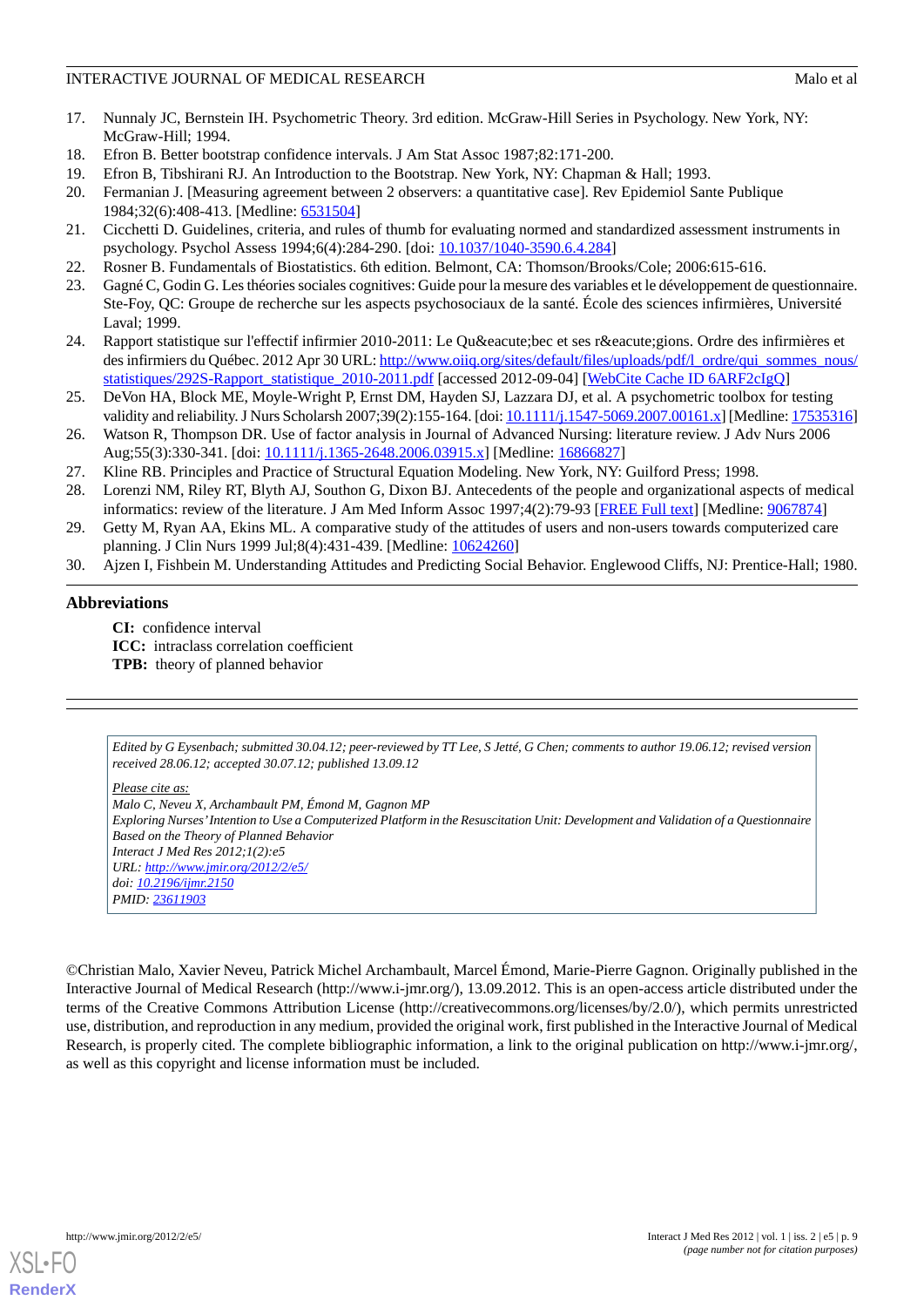17. Nunnaly JC, Bernstein IH. Psychometric Theory. 3rd edition. McGraw-Hill Series in Psychology. New York, NY: McGraw-Hill; 1994.
18. Efron B. Better bootstrap confidence intervals. J Am Stat Assoc 1987;82:171-200.
19. Efron B, Tibshirani RJ. An Introduction to the Bootstrap. New York, NY: Chapman & Hall; 1993.
20. Fermanian J. [Measuring agreement between 2 observers: a quantitative case]. Rev Epidemiol Sante Publique 1984;32(6):408-413. [Medline: 6531504]
21. Cicchetti D. Guidelines, criteria, and rules of thumb for evaluating normed and standardized assessment instruments in psychology. Psychol Assess 1994;6(4):284-290. [doi: 10.1037/1040-3590.6.4.284]
22. Rosner B. Fundamentals of Biostatistics. 6th edition. Belmont, CA: Thomson/Brooks/Cole; 2006:615-616.
23. Gagné C, Godin G. Les théories sociales cognitives: Guide pour la mesure des variables et le développement de questionnaire. Ste-Foy, QC: Groupe de recherche sur les aspects psychosociaux de la santé. École des sciences infirmières, Université Laval; 1999.
24. Rapport statistique sur l'effectif infirmier 2010-2011: Le Qu&eacute;bec et ses r&eacute;gions. Ordre des infirmières et des infirmiers du Québec. 2012 Apr 30 URL: http://www.oiiq.org/sites/default/files/uploads/pdf/l_ordre/qui_sommes_nous/statistiques/292S-Rapport_statistique_2010-2011.pdf [accessed 2012-09-04] [WebCite Cache ID 6ARF2cIgQ]
25. DeVon HA, Block ME, Moyle-Wright P, Ernst DM, Hayden SJ, Lazzara DJ, et al. A psychometric toolbox for testing validity and reliability. J Nurs Scholarsh 2007;39(2):155-164. [doi: 10.1111/j.1547-5069.2007.00161.x] [Medline: 17535316]
26. Watson R, Thompson DR. Use of factor analysis in Journal of Advanced Nursing: literature review. J Adv Nurs 2006 Aug;55(3):330-341. [doi: 10.1111/j.1365-2648.2006.03915.x] [Medline: 16866827]
27. Kline RB. Principles and Practice of Structural Equation Modeling. New York, NY: Guilford Press; 1998.
28. Lorenzi NM, Riley RT, Blyth AJ, Southon G, Dixon BJ. Antecedents of the people and organizational aspects of medical informatics: review of the literature. J Am Med Inform Assoc 1997;4(2):79-93 [FREE Full text] [Medline: 9067874]
29. Getty M, Ryan AA, Ekins ML. A comparative study of the attitudes of users and non-users towards computerized care planning. J Clin Nurs 1999 Jul;8(4):431-439. [Medline: 10624260]
30. Ajzen I, Fishbein M. Understanding Attitudes and Predicting Social Behavior. Englewood Cliffs, NJ: Prentice-Hall; 1980.

## Abbreviations

**CI:** confidence interval
**ICC:** intraclass correlation coefficient
**TPB:** theory of planned behavior

*Edited by G Eysenbach; submitted 30.04.12; peer-reviewed by TT Lee, S Jetté, G Chen; comments to author 19.06.12; revised version received 28.06.12; accepted 30.07.12; published 13.09.12*

*Please cite as:*
*Malo C, Neveu X, Archambault PM, Émond M, Gagnon MP*
*Exploring Nurses' Intention to Use a Computerized Platform in the Resuscitation Unit: Development and Validation of a Questionnaire Based on the Theory of Planned Behavior*
*Interact J Med Res 2012;1(2):e5*
*URL: http://www.jmir.org/2012/2/e5/*
*doi: 10.2196/ijmr.2150*
*PMID: 23611903*

©Christian Malo, Xavier Neveu, Patrick Michel Archambault, Marcel Émond, Marie-Pierre Gagnon. Originally published in the Interactive Journal of Medical Research (http://www.i-jmr.org/), 13.09.2012. This is an open-access article distributed under the terms of the Creative Commons Attribution License (http://creativecommons.org/licenses/by/2.0/), which permits unrestricted use, distribution, and reproduction in any medium, provided the original work, first published in the Interactive Journal of Medical Research, is properly cited. The complete bibliographic information, a link to the original publication on http://www.i-jmr.org/, as well as this copyright and license information must be included.